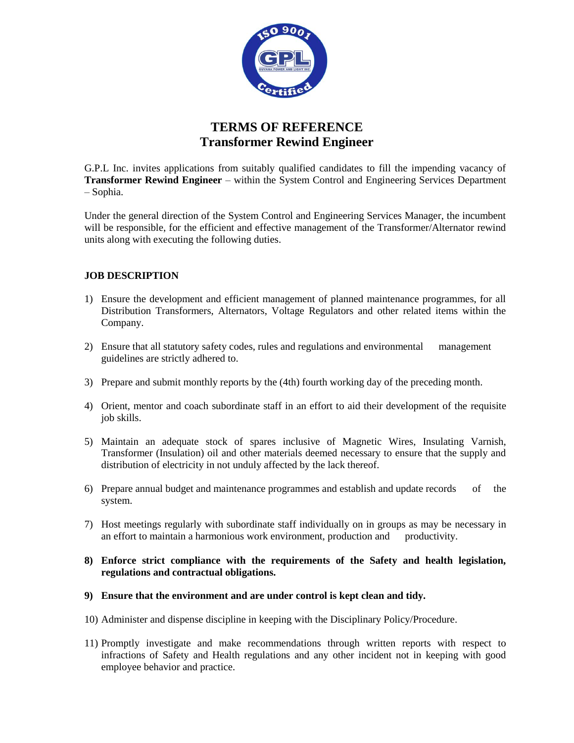# TERMS OF REFERENCE
## Transformer Rewind Engineer

G.P.L Inc. invites applications from suitably qualified candidates to fill the impending vacancy of **Transformer Rewind Engineer** – within the System Control and Engineering Services Department – Sophia.

Under the general direction of the System Control and Engineering Services Manager, the incumbent will be responsible, for the efficient and effective management of the Transformer/Alternator rewind units along with executing the following duties.

### JOB DESCRIPTION

1) Ensure the development and efficient management of planned maintenance programmes, for all Distribution Transformers, Alternators, Voltage Regulators and other related items within the Company.

2) Ensure that all statutory safety codes, rules and regulations and environmental management guidelines are strictly adhered to.

3) Prepare and submit monthly reports by the (4th) fourth working day of the preceding month.

4) Orient, mentor and coach subordinate staff in an effort to aid their development of the requisite job skills.

5) Maintain an adequate stock of spares inclusive of Magnetic Wires, Insulating Varnish, Transformer (Insulation) oil and other materials deemed necessary to ensure that the supply and distribution of electricity in not unduly affected by the lack thereof.

6) Prepare annual budget and maintenance programmes and establish and update records of the system.

7) Host meetings regularly with subordinate staff individually on in groups as may be necessary in an effort to maintain a harmonious work environment, production and productivity.

8) **Enforce strict compliance with the requirements of the Safety and health legislation, regulations and contractual obligations.**

9) **Ensure that the environment and are under control is kept clean and tidy.**

10) Administer and dispense discipline in keeping with the Disciplinary Policy/Procedure.

11) Promptly investigate and make recommendations through written reports with respect to infractions of Safety and Health regulations and any other incident not in keeping with good employee behavior and practice.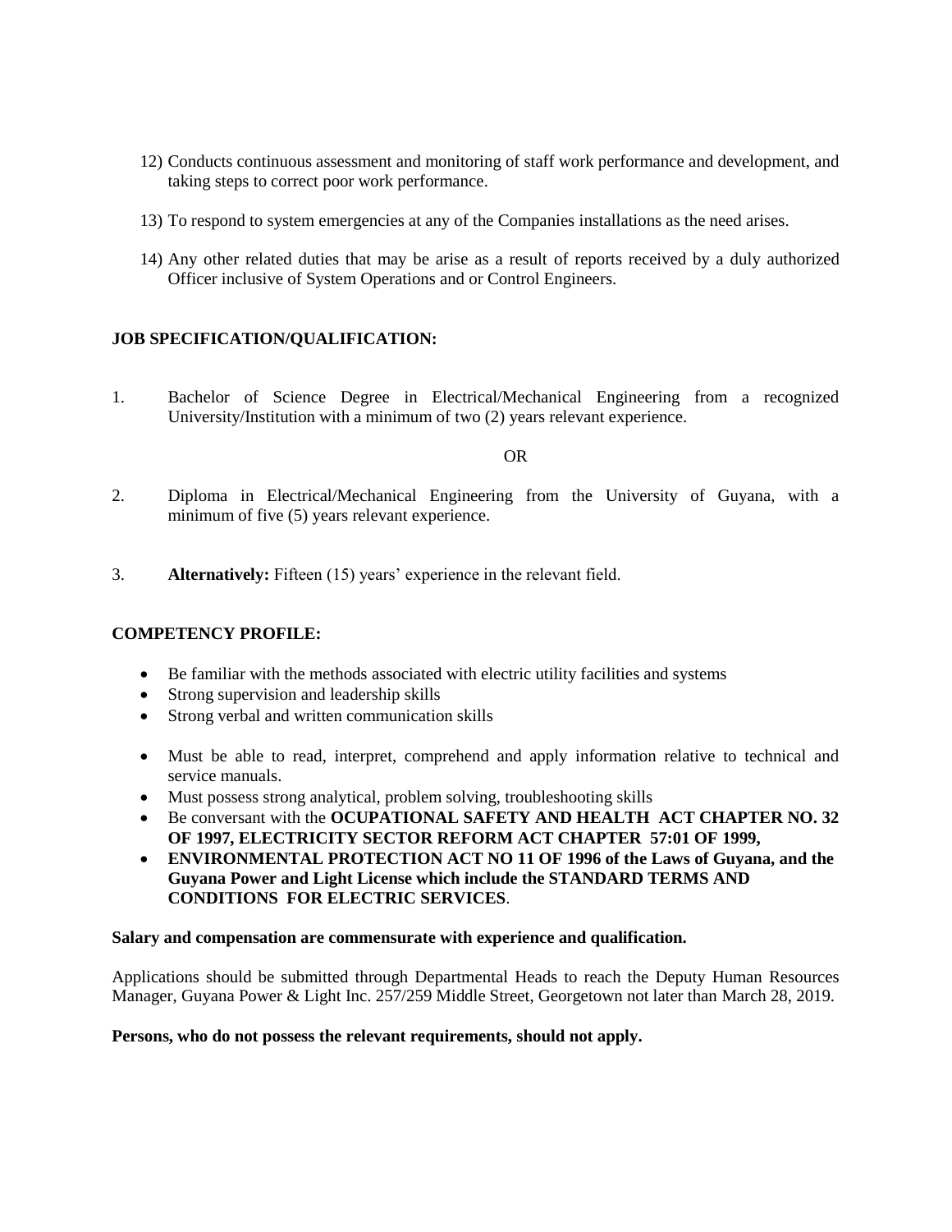12) Conducts continuous assessment and monitoring of staff work performance and development, and taking steps to correct poor work performance.

13) To respond to system emergencies at any of the Companies installations as the need arises.

14) Any other related duties that may be arise as a result of reports received by a duly authorized Officer inclusive of System Operations and or Control Engineers.

**JOB SPECIFICATION/QUALIFICATION:**

1. Bachelor of Science Degree in Electrical/Mechanical Engineering from a recognized University/Institution with a minimum of two (2) years relevant experience.

   OR

2. Diploma in Electrical/Mechanical Engineering from the University of Guyana, with a minimum of five (5) years relevant experience.

3. **Alternatively:** Fifteen (15) years' experience in the relevant field.

**COMPETENCY PROFILE:**

- Be familiar with the methods associated with electric utility facilities and systems
- Strong supervision and leadership skills
- Strong verbal and written communication skills
- Must be able to read, interpret, comprehend and apply information relative to technical and service manuals.
- Must possess strong analytical, problem solving, troubleshooting skills
- Be conversant with the **OCUPATIONAL SAFETY AND HEALTH ACT CHAPTER NO. 32 OF 1997, ELECTRICITY SECTOR REFORM ACT CHAPTER 57:01 OF 1999,**
- **ENVIRONMENTAL PROTECTION ACT NO 11 OF 1996 of the Laws of Guyana, and the Guyana Power and Light License which include the STANDARD TERMS AND CONDITIONS FOR ELECTRIC SERVICES**.

**Salary and compensation are commensurate with experience and qualification.**

Applications should be submitted through Departmental Heads to reach the Deputy Human Resources Manager, Guyana Power & Light Inc. 257/259 Middle Street, Georgetown not later than March 28, 2019.

**Persons, who do not possess the relevant requirements, should not apply.**